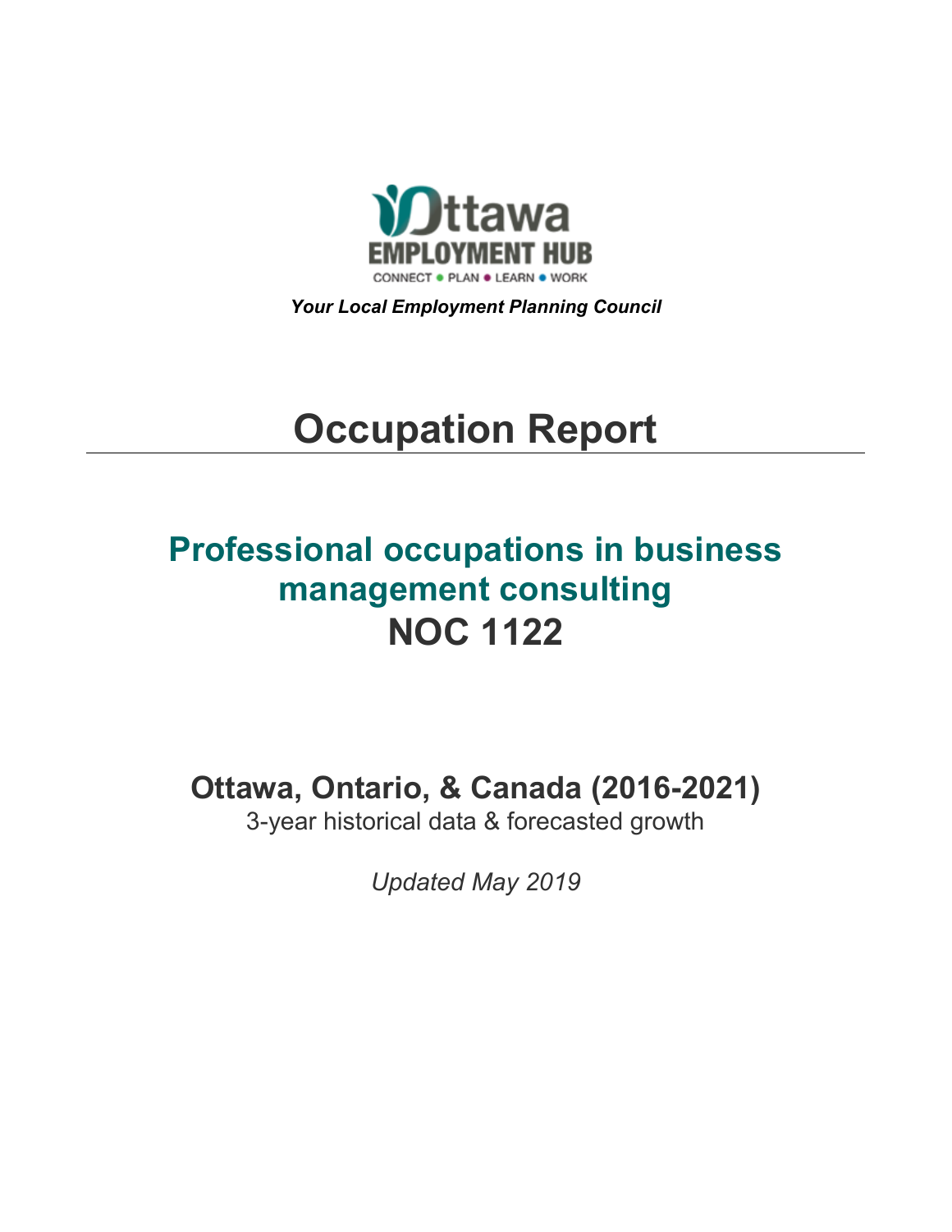Ottawa EMPLOYMENT HUB

CONNECT ● PLAN ● LEARN ● WORK

***Your Local Employment Planning Council***

# Occupation Report

## Professional occupations in business management consulting
## NOC 1122

### Ottawa, Ontario, & Canada (2016-2021)

3-year historical data & forecasted growth

*Updated May 2019*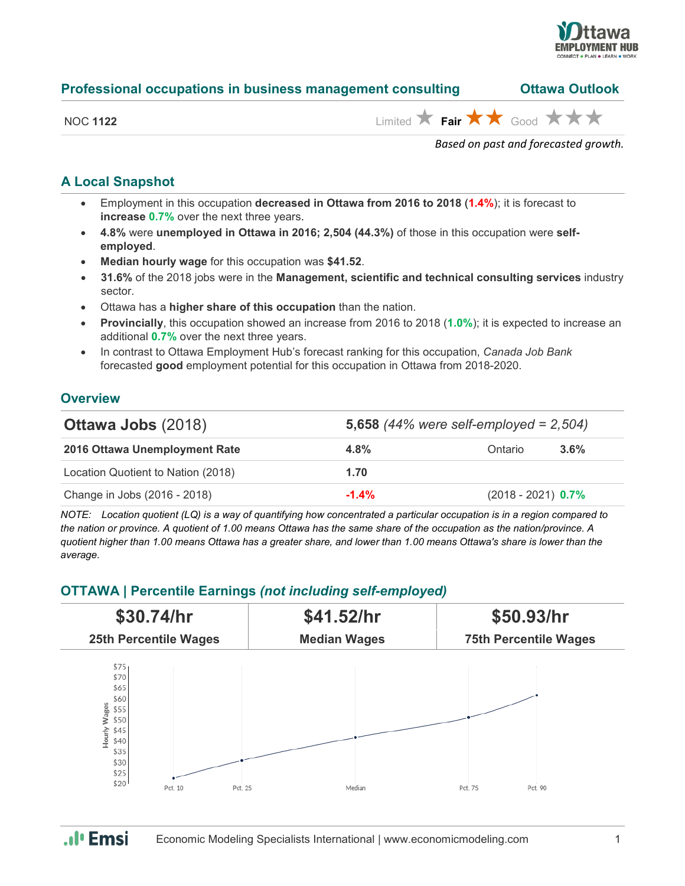## Professional occupations in business management consulting — Ottawa Outlook

NOC **1122**

Limited ★ **Fair** ★★ Good ★★★

*Based on past and forecasted growth.*

## A Local Snapshot

- Employment in this occupation **decreased in Ottawa from 2016 to 2018** (**1.4%**); it is forecast to **increase 0.7%** over the next three years.
- **4.8%** were **unemployed in Ottawa in 2016; 2,504 (44.3%)** of those in this occupation were **self-employed**.
- **Median hourly wage** for this occupation was **$41.52**.
- **31.6%** of the 2018 jobs were in the **Management, scientific and technical consulting services** industry sector.
- Ottawa has a **higher share of this occupation** than the nation.
- **Provincially**, this occupation showed an increase from 2016 to 2018 (**1.0%**); it is expected to increase an additional **0.7%** over the next three years.
- In contrast to Ottawa Employment Hub's forecast ranking for this occupation, *Canada Job Bank* forecasted **good** employment potential for this occupation in Ottawa from 2018-2020.

## Overview

| **Ottawa Jobs** (2018) | **5,658** *(44% were self-employed = 2,504)* | | |
|---|---|---|---|
| **2016 Ottawa Unemployment Rate** | **4.8%** | Ontario | **3.6%** |
| Location Quotient to Nation (2018) | **1.70** | | |
| Change in Jobs (2016 - 2018) | **-1.4%** | (2018 - 2021) | **0.7%** |

*NOTE: Location quotient (LQ) is a way of quantifying how concentrated a particular occupation is in a region compared to the nation or province. A quotient of 1.00 means Ottawa has the same share of the occupation as the nation/province. A quotient higher than 1.00 means Ottawa has a greater share, and lower than 1.00 means Ottawa's share is lower than the average.*

## OTTAWA | Percentile Earnings *(not including self-employed)*

| **$30.74/hr** | **$41.52/hr** | **$50.93/hr** |
|---|---|---|
| **25th Percentile Wages** | **Median Wages** | **75th Percentile Wages** |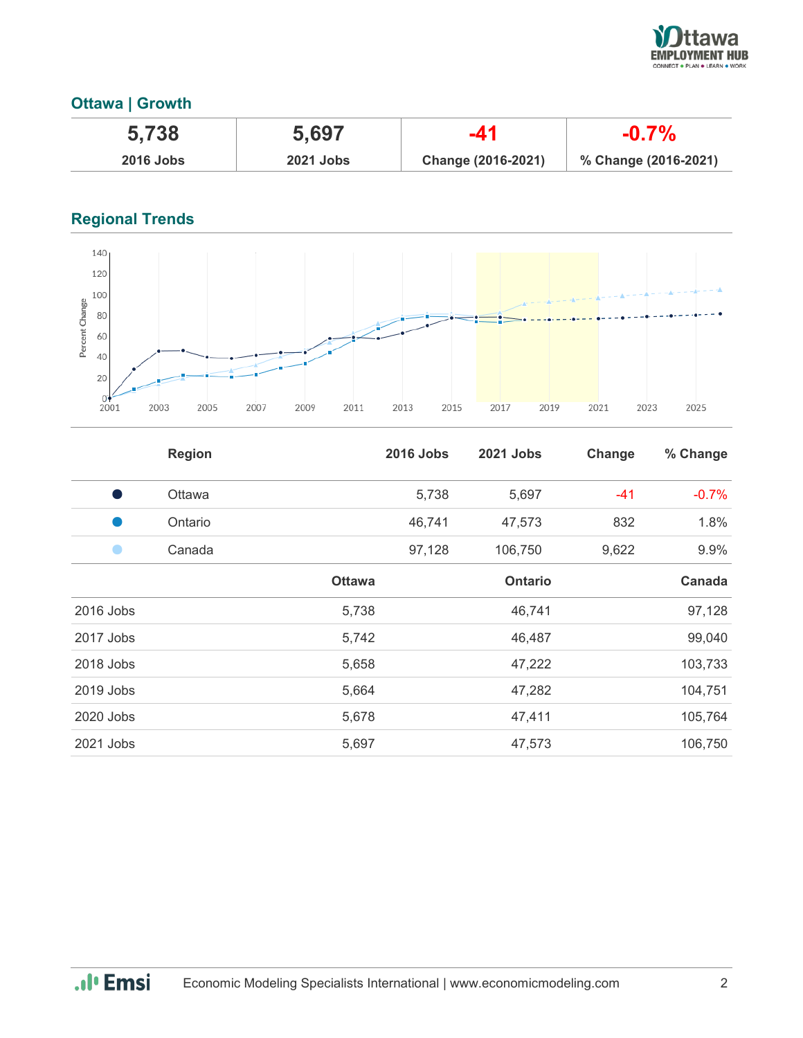## Ottawa | Growth

| 5,738 | 5,697 | -41 | -0.7% |
|---|---|---|---|
| 2016 Jobs | 2021 Jobs | Change (2016-2021) | % Change (2016-2021) |

## Regional Trends

| | Region | 2016 Jobs | 2021 Jobs | Change | % Change |
|---|---|---|---|---|---|
| ● | Ottawa | 5,738 | 5,697 | -41 | -0.7% |
| ● | Ontario | 46,741 | 47,573 | 832 | 1.8% |
| ● | Canada | 97,128 | 106,750 | 9,622 | 9.9% |

| | Ottawa | Ontario | Canada |
|---|---|---|---|
| 2016 Jobs | 5,738 | 46,741 | 97,128 |
| 2017 Jobs | 5,742 | 46,487 | 99,040 |
| 2018 Jobs | 5,658 | 47,222 | 103,733 |
| 2019 Jobs | 5,664 | 47,282 | 104,751 |
| 2020 Jobs | 5,678 | 47,411 | 105,764 |
| 2021 Jobs | 5,697 | 47,573 | 106,750 |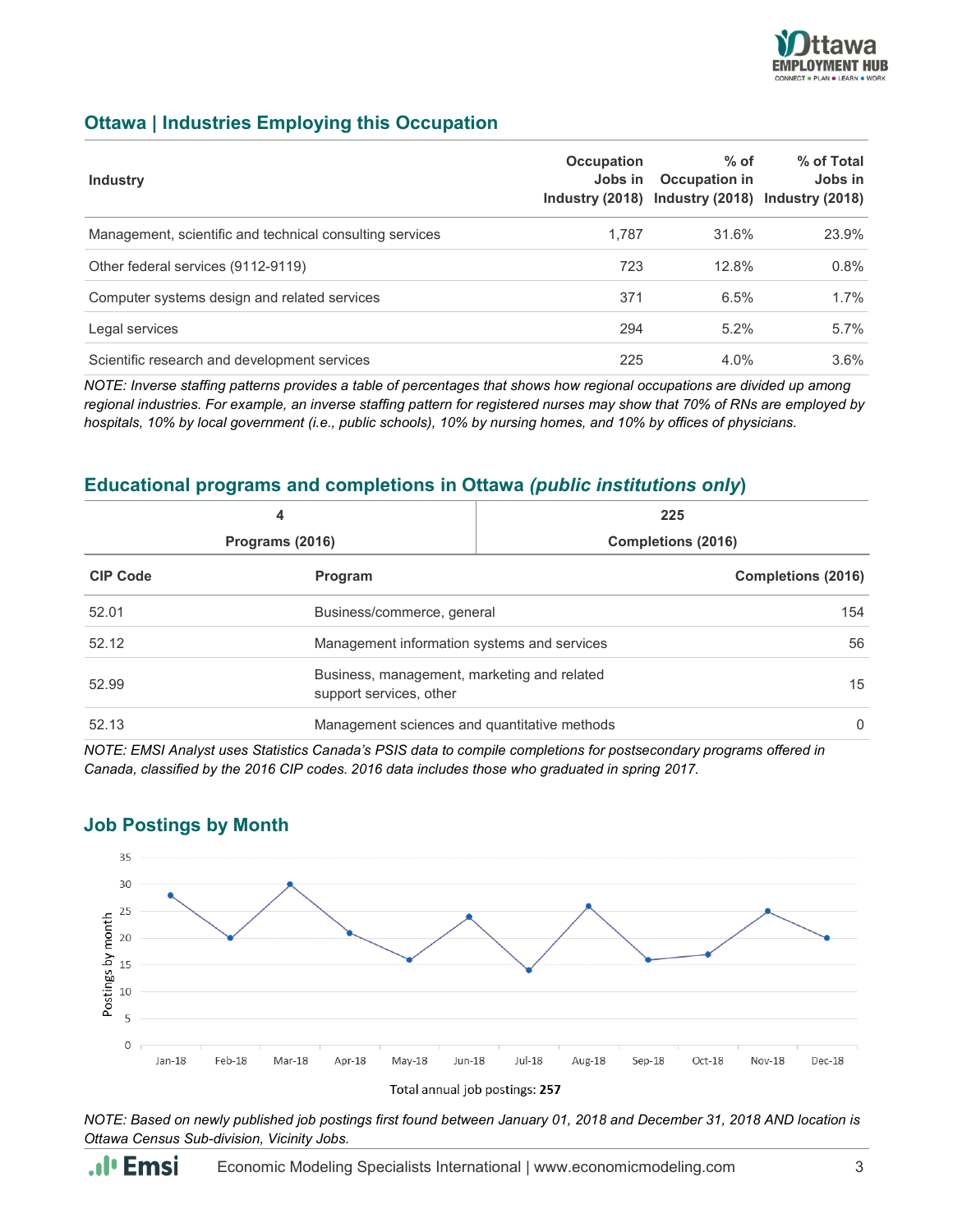## Ottawa | Industries Employing this Occupation

| Industry | Occupation Jobs in Industry (2018) | % of Occupation in Industry (2018) | % of Total Jobs in Industry (2018) |
|---|---|---|---|
| Management, scientific and technical consulting services | 1,787 | 31.6% | 23.9% |
| Other federal services (9112-9119) | 723 | 12.8% | 0.8% |
| Computer systems design and related services | 371 | 6.5% | 1.7% |
| Legal services | 294 | 5.2% | 5.7% |
| Scientific research and development services | 225 | 4.0% | 3.6% |

*NOTE: Inverse staffing patterns provides a table of percentages that shows how regional occupations are divided up among regional industries. For example, an inverse staffing pattern for registered nurses may show that 70% of RNs are employed by hospitals, 10% by local government (i.e., public schools), 10% by nursing homes, and 10% by offices of physicians.*

## Educational programs and completions in Ottawa *(public institutions only)*

| 4 | 225 |
|---|---|
| Programs (2016) | Completions (2016) |

| CIP Code | Program | Completions (2016) |
|---|---|---|
| 52.01 | Business/commerce, general | 154 |
| 52.12 | Management information systems and services | 56 |
| 52.99 | Business, management, marketing and related support services, other | 15 |
| 52.13 | Management sciences and quantitative methods | 0 |

*NOTE: EMSI Analyst uses Statistics Canada's PSIS data to compile completions for postsecondary programs offered in Canada, classified by the 2016 CIP codes. 2016 data includes those who graduated in spring 2017.*

## Job Postings by Month

| Month | Postings by month |
|---|---|
| Jan-18 | 28 |
| Feb-18 | 20 |
| Mar-18 | 30 |
| Apr-18 | 21 |
| May-18 | 16 |
| Jun-18 | 24 |
| Jul-18 | 14 |
| Aug-18 | 26 |
| Sep-18 | 16 |
| Oct-18 | 17 |
| Nov-18 | 25 |
| Dec-18 | 20 |

Total annual job postings: **257**

*NOTE: Based on newly published job postings first found between January 01, 2018 and December 31, 2018 AND location is Ottawa Census Sub-division, Vicinity Jobs.*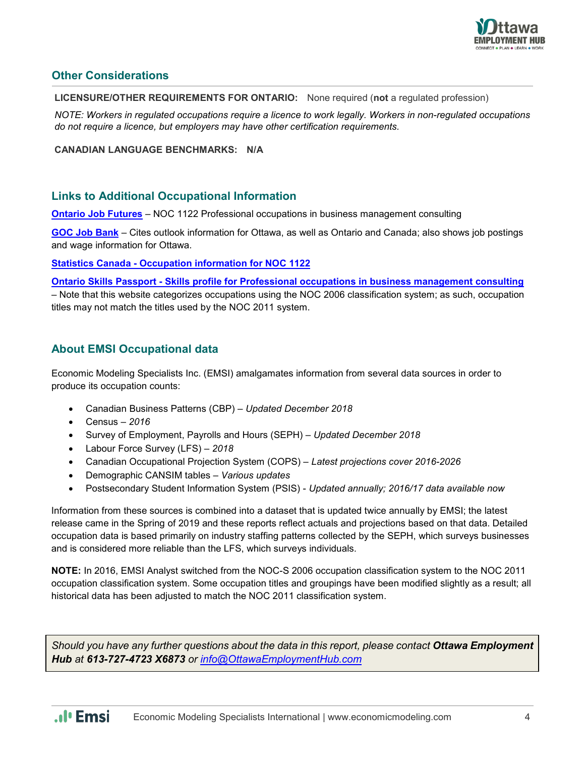## Other Considerations

**LICENSURE/OTHER REQUIREMENTS FOR ONTARIO:** None required (**not** a regulated profession)

*NOTE: Workers in regulated occupations require a licence to work legally. Workers in non-regulated occupations do not require a licence, but employers may have other certification requirements.*

**CANADIAN LANGUAGE BENCHMARKS: N/A**

## Links to Additional Occupational Information

**Ontario Job Futures** – NOC 1122 Professional occupations in business management consulting

**GOC Job Bank** – Cites outlook information for Ottawa, as well as Ontario and Canada; also shows job postings and wage information for Ottawa.

**Statistics Canada - Occupation information for NOC 1122**

**Ontario Skills Passport - Skills profile for Professional occupations in business management consulting** – Note that this website categorizes occupations using the NOC 2006 classification system; as such, occupation titles may not match the titles used by the NOC 2011 system.

## About EMSI Occupational data

Economic Modeling Specialists Inc. (EMSI) amalgamates information from several data sources in order to produce its occupation counts:

- Canadian Business Patterns (CBP) – *Updated December 2018*
- Census – *2016*
- Survey of Employment, Payrolls and Hours (SEPH) – *Updated December 2018*
- Labour Force Survey (LFS) – *2018*
- Canadian Occupational Projection System (COPS) – *Latest projections cover 2016-2026*
- Demographic CANSIM tables – *Various updates*
- Postsecondary Student Information System (PSIS) - *Updated annually; 2016/17 data available now*

Information from these sources is combined into a dataset that is updated twice annually by EMSI; the latest release came in the Spring of 2019 and these reports reflect actuals and projections based on that data. Detailed occupation data is based primarily on industry staffing patterns collected by the SEPH, which surveys businesses and is considered more reliable than the LFS, which surveys individuals.

**NOTE:** In 2016, EMSI Analyst switched from the NOC-S 2006 occupation classification system to the NOC 2011 occupation classification system. Some occupation titles and groupings have been modified slightly as a result; all historical data has been adjusted to match the NOC 2011 classification system.

*Should you have any further questions about the data in this report, please contact **Ottawa Employment Hub** at **613-727-4723 X6873** or info@OttawaEmploymentHub.com*